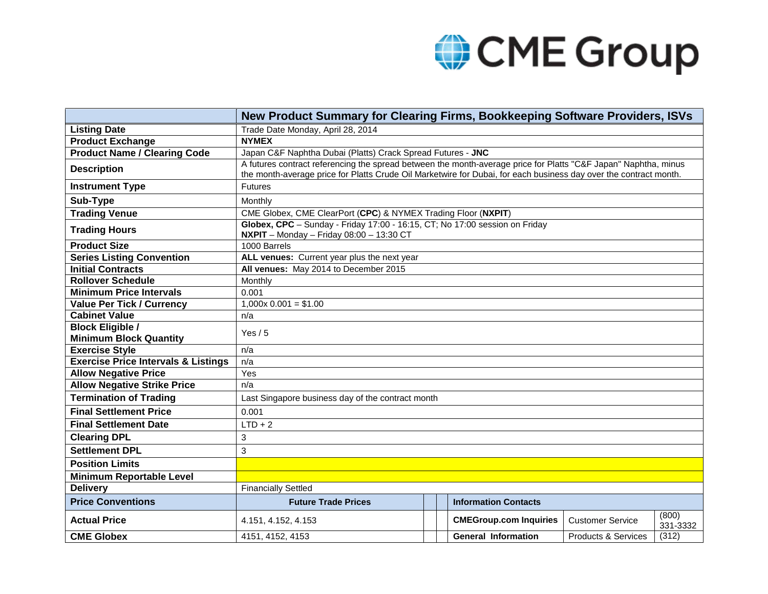CME Group

| | New Product Summary for Clearing Firms, Bookkeeping Software Providers, ISVs | | | | | |
|---|---|---|---|---|---|---|
| **Listing Date** | Trade Date Monday, April 28, 2014 | | | | | |
| **Product Exchange** | **NYMEX** | | | | | |
| **Product Name / Clearing Code** | Japan C&F Naphtha Dubai (Platts) Crack Spread Futures - **JNC** | | | | | |
| **Description** | A futures contract referencing the spread between the month-average price for Platts "C&F Japan" Naphtha, minus the month-average price for Platts Crude Oil Marketwire for Dubai, for each business day over the contract month. | | | | | |
| **Instrument Type** | Futures | | | | | |
| **Sub-Type** | Monthly | | | | | |
| **Trading Venue** | CME Globex, CME ClearPort (**CPC**) & NYMEX Trading Floor (**NXPIT**) | | | | | |
| **Trading Hours** | **Globex, CPC** – Sunday - Friday 17:00 - 16:15, CT; No 17:00 session on Friday<br>**NXPIT** – Monday – Friday 08:00 – 13:30 CT | | | | | |
| **Product Size** | 1000 Barrels | | | | | |
| **Series Listing Convention** | **ALL venues:** Current year plus the next year | | | | | |
| **Initial Contracts** | **All venues:** May 2014 to December 2015 | | | | | |
| **Rollover Schedule** | Monthly | | | | | |
| **Minimum Price Intervals** | 0.001 | | | | | |
| **Value Per Tick / Currency** | 1,000x 0.001 = $1.00 | | | | | |
| **Cabinet Value** | n/a | | | | | |
| **Block Eligible / Minimum Block Quantity** | Yes / 5 | | | | | |
| **Exercise Style** | n/a | | | | | |
| **Exercise Price Intervals & Listings** | n/a | | | | | |
| **Allow Negative Price** | Yes | | | | | |
| **Allow Negative Strike Price** | n/a | | | | | |
| **Termination of Trading** | Last Singapore business day of the contract month | | | | | |
| **Final Settlement Price** | 0.001 | | | | | |
| **Final Settlement Date** | LTD + 2 | | | | | |
| **Clearing DPL** | 3 | | | | | |
| **Settlement DPL** | 3 | | | | | |
| **Position Limits** | | | | | | |
| **Minimum Reportable Level** | | | | | | |
| **Delivery** | Financially Settled | | | | | |
| **Price Conventions** | **Future Trade Prices** | | | **Information Contacts** | | |
| **Actual Price** | 4.151, 4.152, 4.153 | | | **CMEGroup.com Inquiries** | Customer Service | (800) 331-3332 |
| **CME Globex** | 4151, 4152, 4153 | | | **General Information** | Products & Services | (312) |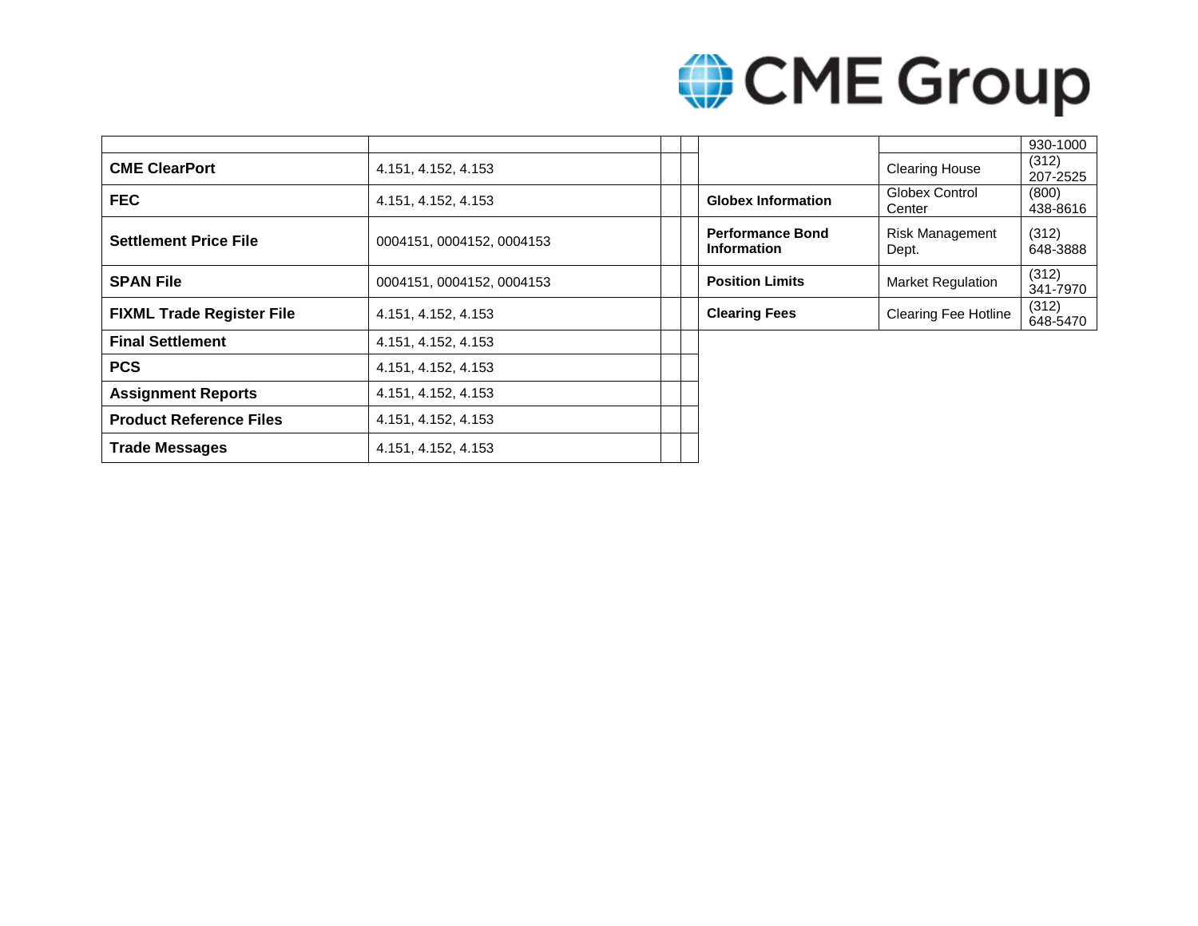| | | | |
|---|---|---|---|
| | | | |
| **CME ClearPort** | 4.151, 4.152, 4.153 | | |
| **FEC** | 4.151, 4.152, 4.153 | | |
| **Settlement Price File** | 0004151, 0004152, 0004153 | | |
| **SPAN File** | 0004151, 0004152, 0004153 | | |
| **FIXML Trade Register File** | 4.151, 4.152, 4.153 | | |
| **Final Settlement** | 4.151, 4.152, 4.153 | | |
| **PCS** | 4.151, 4.152, 4.153 | | |
| **Assignment Reports** | 4.151, 4.152, 4.153 | | |
| **Product Reference Files** | 4.151, 4.152, 4.153 | | |
| **Trade Messages** | 4.151, 4.152, 4.153 | | |

| | | |
|---|---|---|
| | | 930-1000 |
| | Clearing House | (312) 207-2525 |
| **Globex Information** | Globex Control Center | (800) 438-8616 |
| **Performance Bond Information** | Risk Management Dept. | (312) 648-3888 |
| **Position Limits** | Market Regulation | (312) 341-7970 |
| **Clearing Fees** | Clearing Fee Hotline | (312) 648-5470 |